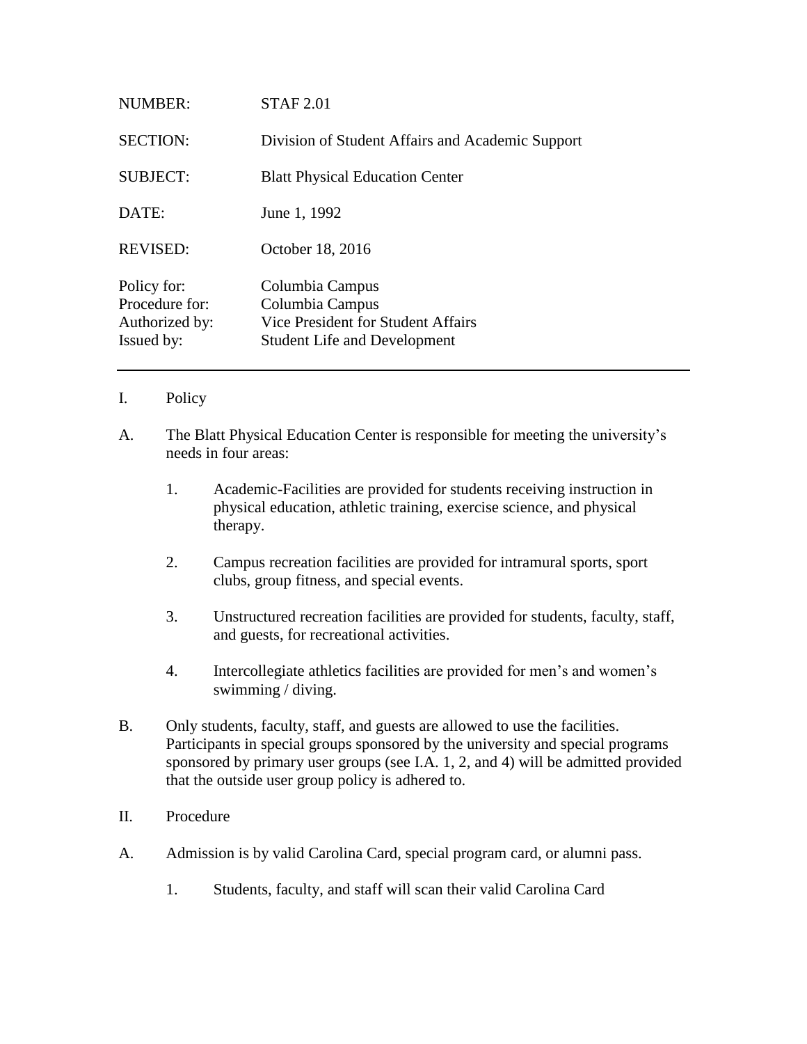| | |
|---|---|
| NUMBER: | STAF 2.01 |
| SECTION: | Division of Student Affairs and Academic Support |
| SUBJECT: | Blatt Physical Education Center |
| DATE: | June 1, 1992 |
| REVISED: | October 18, 2016 |
| Policy for: | Columbia Campus |
| Procedure for: | Columbia Campus |
| Authorized by: | Vice President for Student Affairs |
| Issued by: | Student Life and Development |

---

I. Policy

A. The Blatt Physical Education Center is responsible for meeting the university's needs in four areas:

1. Academic-Facilities are provided for students receiving instruction in physical education, athletic training, exercise science, and physical therapy.

2. Campus recreation facilities are provided for intramural sports, sport clubs, group fitness, and special events.

3. Unstructured recreation facilities are provided for students, faculty, staff, and guests, for recreational activities.

4. Intercollegiate athletics facilities are provided for men's and women's swimming / diving.

B. Only students, faculty, staff, and guests are allowed to use the facilities. Participants in special groups sponsored by the university and special programs sponsored by primary user groups (see I.A. 1, 2, and 4) will be admitted provided that the outside user group policy is adhered to.

II. Procedure

A. Admission is by valid Carolina Card, special program card, or alumni pass.

1. Students, faculty, and staff will scan their valid Carolina Card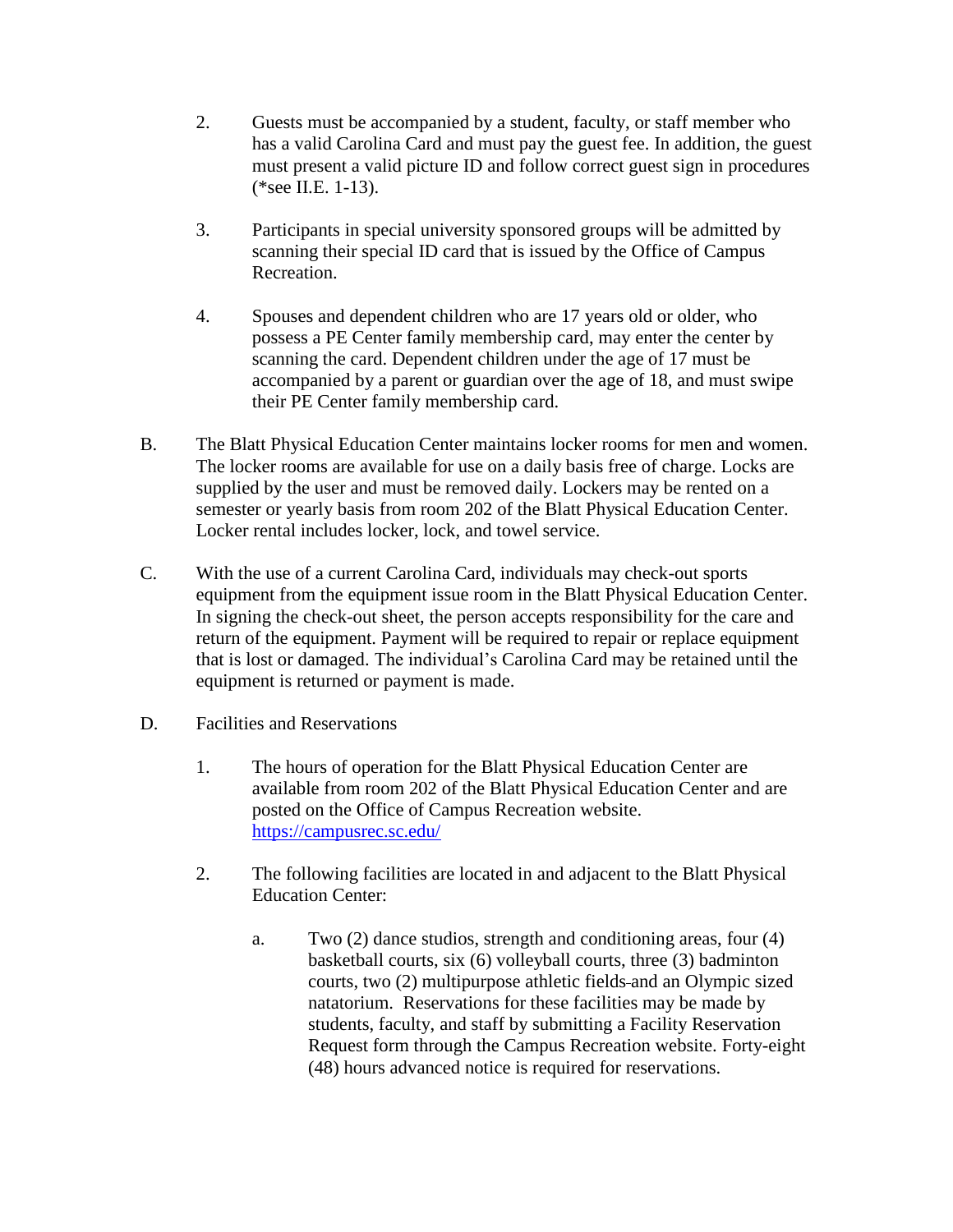2. Guests must be accompanied by a student, faculty, or staff member who has a valid Carolina Card and must pay the guest fee. In addition, the guest must present a valid picture ID and follow correct guest sign in procedures (*see II.E. 1-13).

3. Participants in special university sponsored groups will be admitted by scanning their special ID card that is issued by the Office of Campus Recreation.

4. Spouses and dependent children who are 17 years old or older, who possess a PE Center family membership card, may enter the center by scanning the card. Dependent children under the age of 17 must be accompanied by a parent or guardian over the age of 18, and must swipe their PE Center family membership card.

B. The Blatt Physical Education Center maintains locker rooms for men and women. The locker rooms are available for use on a daily basis free of charge. Locks are supplied by the user and must be removed daily. Lockers may be rented on a semester or yearly basis from room 202 of the Blatt Physical Education Center. Locker rental includes locker, lock, and towel service.

C. With the use of a current Carolina Card, individuals may check-out sports equipment from the equipment issue room in the Blatt Physical Education Center. In signing the check-out sheet, the person accepts responsibility for the care and return of the equipment. Payment will be required to repair or replace equipment that is lost or damaged. The individual's Carolina Card may be retained until the equipment is returned or payment is made.

D. Facilities and Reservations

1. The hours of operation for the Blatt Physical Education Center are available from room 202 of the Blatt Physical Education Center and are posted on the Office of Campus Recreation website. https://campusrec.sc.edu/

2. The following facilities are located in and adjacent to the Blatt Physical Education Center:

a. Two (2) dance studios, strength and conditioning areas, four (4) basketball courts, six (6) volleyball courts, three (3) badminton courts, two (2) multipurpose athletic fields and an Olympic sized natatorium. Reservations for these facilities may be made by students, faculty, and staff by submitting a Facility Reservation Request form through the Campus Recreation website. Forty-eight (48) hours advanced notice is required for reservations.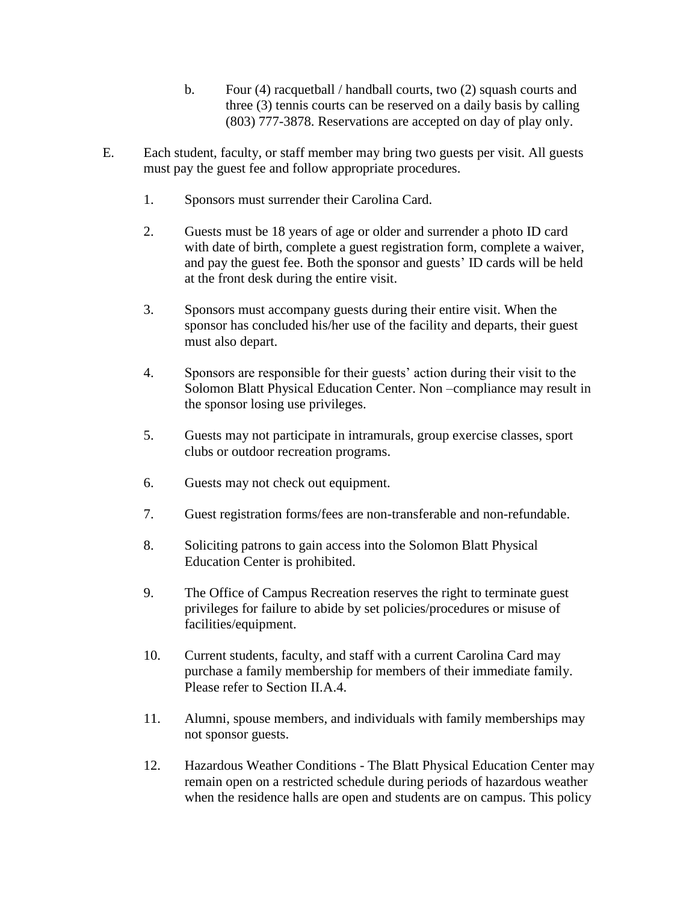b. Four (4) racquetball / handball courts, two (2) squash courts and three (3) tennis courts can be reserved on a daily basis by calling (803) 777-3878. Reservations are accepted on day of play only.

E. Each student, faculty, or staff member may bring two guests per visit. All guests must pay the guest fee and follow appropriate procedures.

1. Sponsors must surrender their Carolina Card.

2. Guests must be 18 years of age or older and surrender a photo ID card with date of birth, complete a guest registration form, complete a waiver, and pay the guest fee. Both the sponsor and guests' ID cards will be held at the front desk during the entire visit.

3. Sponsors must accompany guests during their entire visit. When the sponsor has concluded his/her use of the facility and departs, their guest must also depart.

4. Sponsors are responsible for their guests' action during their visit to the Solomon Blatt Physical Education Center. Non –compliance may result in the sponsor losing use privileges.

5. Guests may not participate in intramurals, group exercise classes, sport clubs or outdoor recreation programs.

6. Guests may not check out equipment.

7. Guest registration forms/fees are non-transferable and non-refundable.

8. Soliciting patrons to gain access into the Solomon Blatt Physical Education Center is prohibited.

9. The Office of Campus Recreation reserves the right to terminate guest privileges for failure to abide by set policies/procedures or misuse of facilities/equipment.

10. Current students, faculty, and staff with a current Carolina Card may purchase a family membership for members of their immediate family. Please refer to Section II.A.4.

11. Alumni, spouse members, and individuals with family memberships may not sponsor guests.

12. Hazardous Weather Conditions - The Blatt Physical Education Center may remain open on a restricted schedule during periods of hazardous weather when the residence halls are open and students are on campus. This policy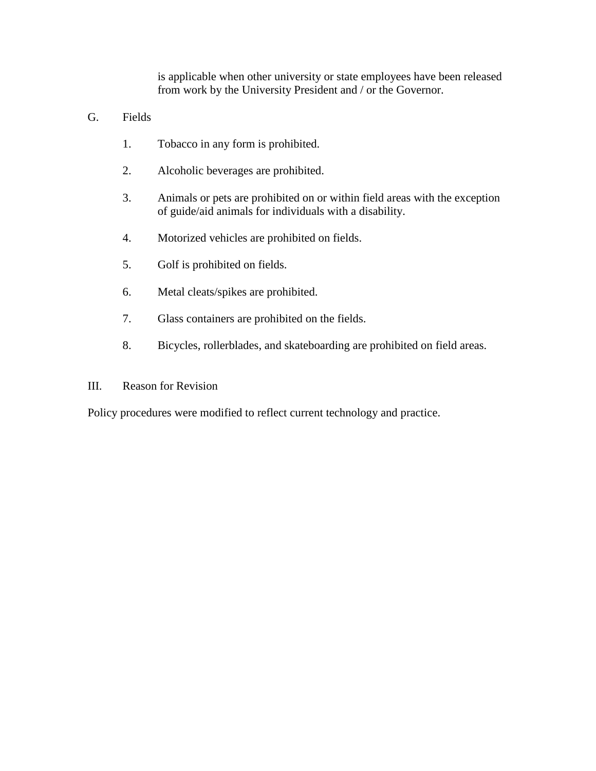is applicable when other university or state employees have been released from work by the University President and / or the Governor.

G. Fields

1. Tobacco in any form is prohibited.

2. Alcoholic beverages are prohibited.

3. Animals or pets are prohibited on or within field areas with the exception of guide/aid animals for individuals with a disability.

4. Motorized vehicles are prohibited on fields.

5. Golf is prohibited on fields.

6. Metal cleats/spikes are prohibited.

7. Glass containers are prohibited on the fields.

8. Bicycles, rollerblades, and skateboarding are prohibited on field areas.

III. Reason for Revision

Policy procedures were modified to reflect current technology and practice.